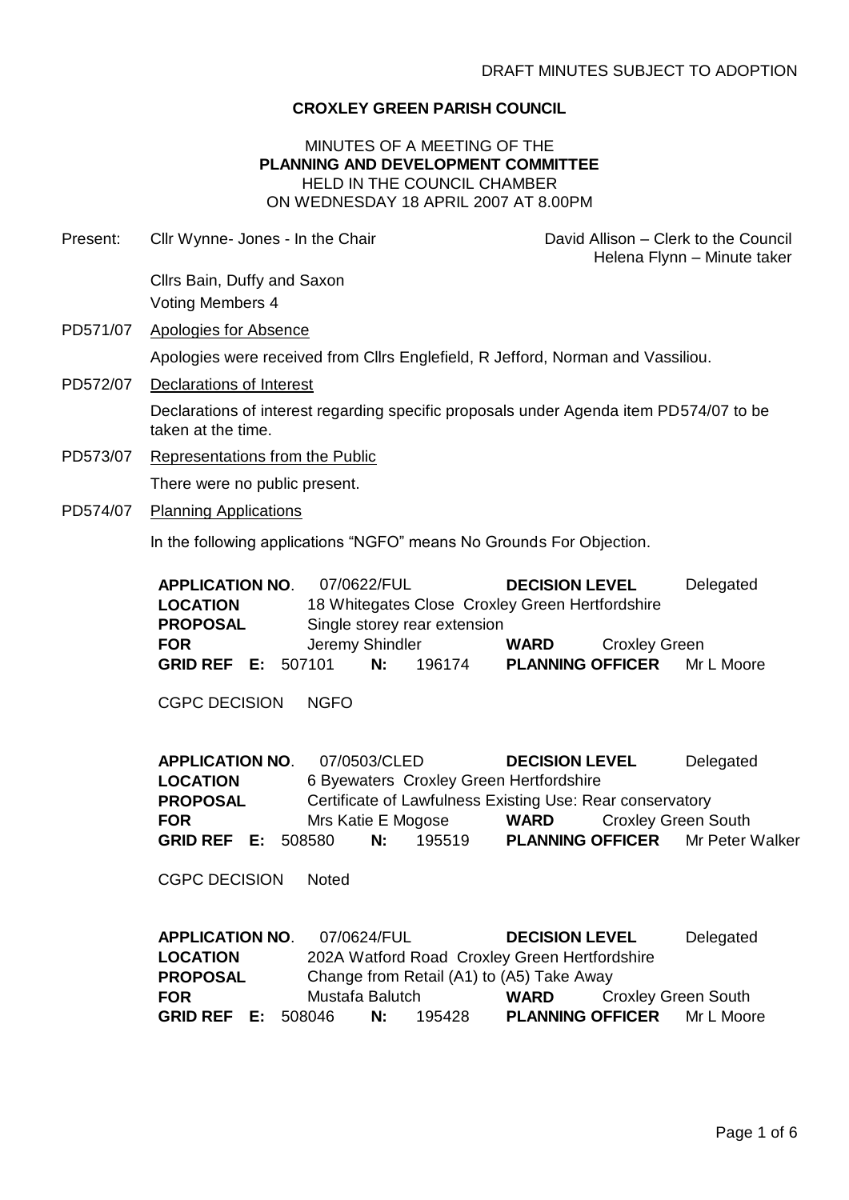DRAFT MINUTES SUBJECT TO ADOPTION

**CROXLEY GREEN PARISH COUNCIL**

MINUTES OF A MEETING OF THE
**PLANNING AND DEVELOPMENT COMMITTEE**
HELD IN THE COUNCIL CHAMBER
ON WEDNESDAY 18 APRIL 2007 AT 8.00PM

Present: Cllr Wynne- Jones - In the Chair

David Allison – Clerk to the Council
Helena Flynn – Minute taker

Cllrs Bain, Duffy and Saxon
Voting Members 4

PD571/07 Apologies for Absence

Apologies were received from Cllrs Englefield, R Jefford, Norman and Vassiliou.

PD572/07 Declarations of Interest

Declarations of interest regarding specific proposals under Agenda item PD574/07 to be taken at the time.

PD573/07 Representations from the Public

There were no public present.

PD574/07 Planning Applications

In the following applications "NGFO" means No Grounds For Objection.

**APPLICATION NO**. 07/0622/FUL **DECISION LEVEL** Delegated
**LOCATION** 18 Whitegates Close Croxley Green Hertfordshire
**PROPOSAL** Single storey rear extension
**FOR** Jeremy Shindler **WARD** Croxley Green
**GRID REF E:** 507101 **N:** 196174 **PLANNING OFFICER** Mr L Moore

CGPC DECISION NGFO

**APPLICATION NO**. 07/0503/CLED **DECISION LEVEL** Delegated
**LOCATION** 6 Byewaters Croxley Green Hertfordshire
**PROPOSAL** Certificate of Lawfulness Existing Use: Rear conservatory
**FOR** Mrs Katie E Mogose **WARD** Croxley Green South
**GRID REF E:** 508580 **N:** 195519 **PLANNING OFFICER** Mr Peter Walker

CGPC DECISION Noted

**APPLICATION NO**. 07/0624/FUL **DECISION LEVEL** Delegated
**LOCATION** 202A Watford Road Croxley Green Hertfordshire
**PROPOSAL** Change from Retail (A1) to (A5) Take Away
**FOR** Mustafa Balutch **WARD** Croxley Green South
**GRID REF E:** 508046 **N:** 195428 **PLANNING OFFICER** Mr L Moore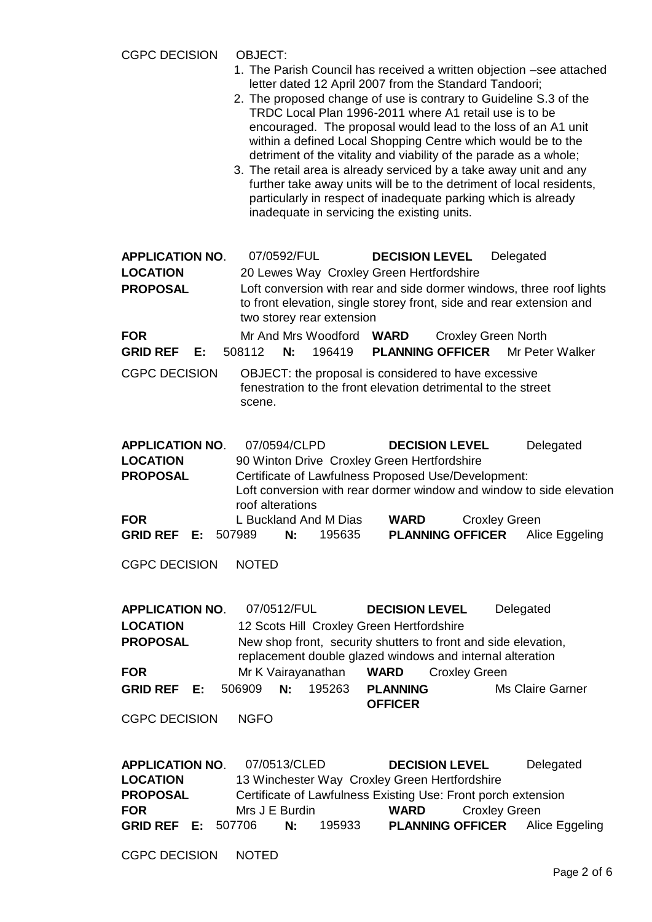CGPC DECISION OBJECT:

1. The Parish Council has received a written objection –see attached letter dated 12 April 2007 from the Standard Tandoori;
2. The proposed change of use is contrary to Guideline S.3 of the TRDC Local Plan 1996-2011 where A1 retail use is to be encouraged. The proposal would lead to the loss of an A1 unit within a defined Local Shopping Centre which would be to the detriment of the vitality and viability of the parade as a whole;
3. The retail area is already serviced by a take away unit and any further take away units will be to the detriment of local residents, particularly in respect of inadequate parking which is already inadequate in servicing the existing units.

**APPLICATION NO**. 07/0592/FUL **DECISION LEVEL** Delegated
**LOCATION** 20 Lewes Way Croxley Green Hertfordshire
**PROPOSAL** Loft conversion with rear and side dormer windows, three roof lights to front elevation, single storey front, side and rear extension and two storey rear extension
**FOR** Mr And Mrs Woodford **WARD** Croxley Green North
**GRID REF E:** 508112 **N:** 196419 **PLANNING OFFICER** Mr Peter Walker

CGPC DECISION OBJECT: the proposal is considered to have excessive fenestration to the front elevation detrimental to the street scene.

**APPLICATION NO**. 07/0594/CLPD **DECISION LEVEL** Delegated
**LOCATION** 90 Winton Drive Croxley Green Hertfordshire
**PROPOSAL** Certificate of Lawfulness Proposed Use/Development: Loft conversion with rear dormer window and window to side elevation roof alterations
**FOR** L Buckland And M Dias **WARD** Croxley Green
**GRID REF E:** 507989 **N:** 195635 **PLANNING OFFICER** Alice Eggeling

CGPC DECISION NOTED

**APPLICATION NO**. 07/0512/FUL **DECISION LEVEL** Delegated
**LOCATION** 12 Scots Hill Croxley Green Hertfordshire
**PROPOSAL** New shop front, security shutters to front and side elevation, replacement double glazed windows and internal alteration
**FOR** Mr K Vairayanathan **WARD** Croxley Green
**GRID REF E:** 506909 **N:** 195263 **PLANNING OFFICER** Ms Claire Garner

CGPC DECISION NGFO

**APPLICATION NO**. 07/0513/CLED **DECISION LEVEL** Delegated
**LOCATION** 13 Winchester Way Croxley Green Hertfordshire
**PROPOSAL** Certificate of Lawfulness Existing Use: Front porch extension
**FOR** Mrs J E Burdin **WARD** Croxley Green
**GRID REF E:** 507706 **N:** 195933 **PLANNING OFFICER** Alice Eggeling

CGPC DECISION NOTED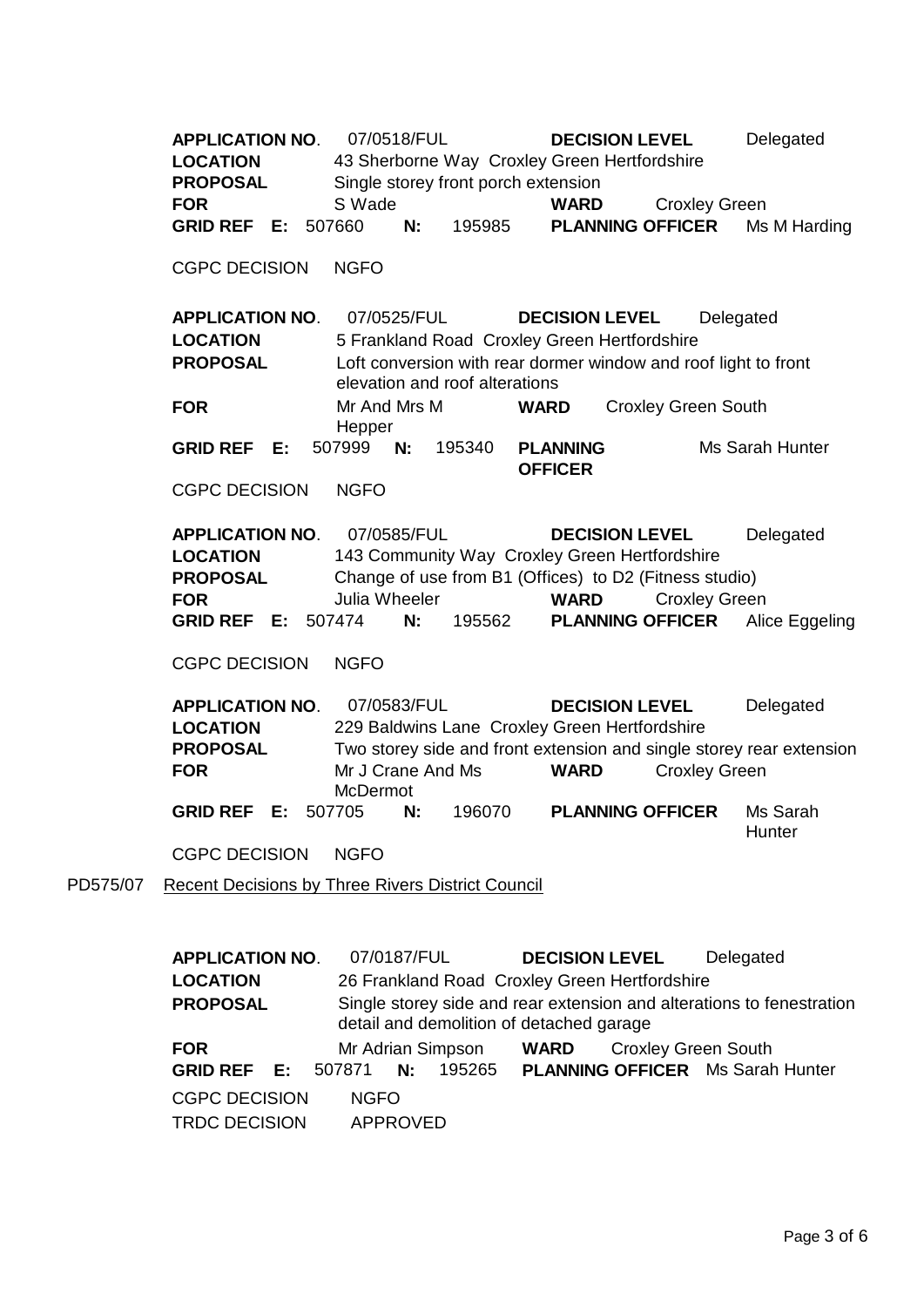**APPLICATION NO**. 07/0518/FUL **DECISION LEVEL** Delegated
**LOCATION** 43 Sherborne Way Croxley Green Hertfordshire
**PROPOSAL** Single storey front porch extension
**FOR** S Wade **WARD** Croxley Green
**GRID REF E:** 507660 **N:** 195985 **PLANNING OFFICER** Ms M Harding

CGPC DECISION NGFO

**APPLICATION NO**. 07/0525/FUL **DECISION LEVEL** Delegated
**LOCATION** 5 Frankland Road Croxley Green Hertfordshire
**PROPOSAL** Loft conversion with rear dormer window and roof light to front elevation and roof alterations
**FOR** Mr And Mrs M Hepper **WARD** Croxley Green South
**GRID REF E:** 507999 **N:** 195340 **PLANNING OFFICER** Ms Sarah Hunter

CGPC DECISION NGFO

**APPLICATION NO**. 07/0585/FUL **DECISION LEVEL** Delegated
**LOCATION** 143 Community Way Croxley Green Hertfordshire
**PROPOSAL** Change of use from B1 (Offices) to D2 (Fitness studio)
**FOR** Julia Wheeler **WARD** Croxley Green
**GRID REF E:** 507474 **N:** 195562 **PLANNING OFFICER** Alice Eggeling

CGPC DECISION NGFO

**APPLICATION NO**. 07/0583/FUL **DECISION LEVEL** Delegated
**LOCATION** 229 Baldwins Lane Croxley Green Hertfordshire
**PROPOSAL** Two storey side and front extension and single storey rear extension
**FOR** Mr J Crane And Ms McDermot **WARD** Croxley Green
**GRID REF E:** 507705 **N:** 196070 **PLANNING OFFICER** Ms Sarah Hunter

CGPC DECISION NGFO

PD575/07 Recent Decisions by Three Rivers District Council

**APPLICATION NO**. 07/0187/FUL **DECISION LEVEL** Delegated
**LOCATION** 26 Frankland Road Croxley Green Hertfordshire
**PROPOSAL** Single storey side and rear extension and alterations to fenestration detail and demolition of detached garage
**FOR** Mr Adrian Simpson **WARD** Croxley Green South
**GRID REF E:** 507871 **N:** 195265 **PLANNING OFFICER** Ms Sarah Hunter

CGPC DECISION NGFO
TRDC DECISION APPROVED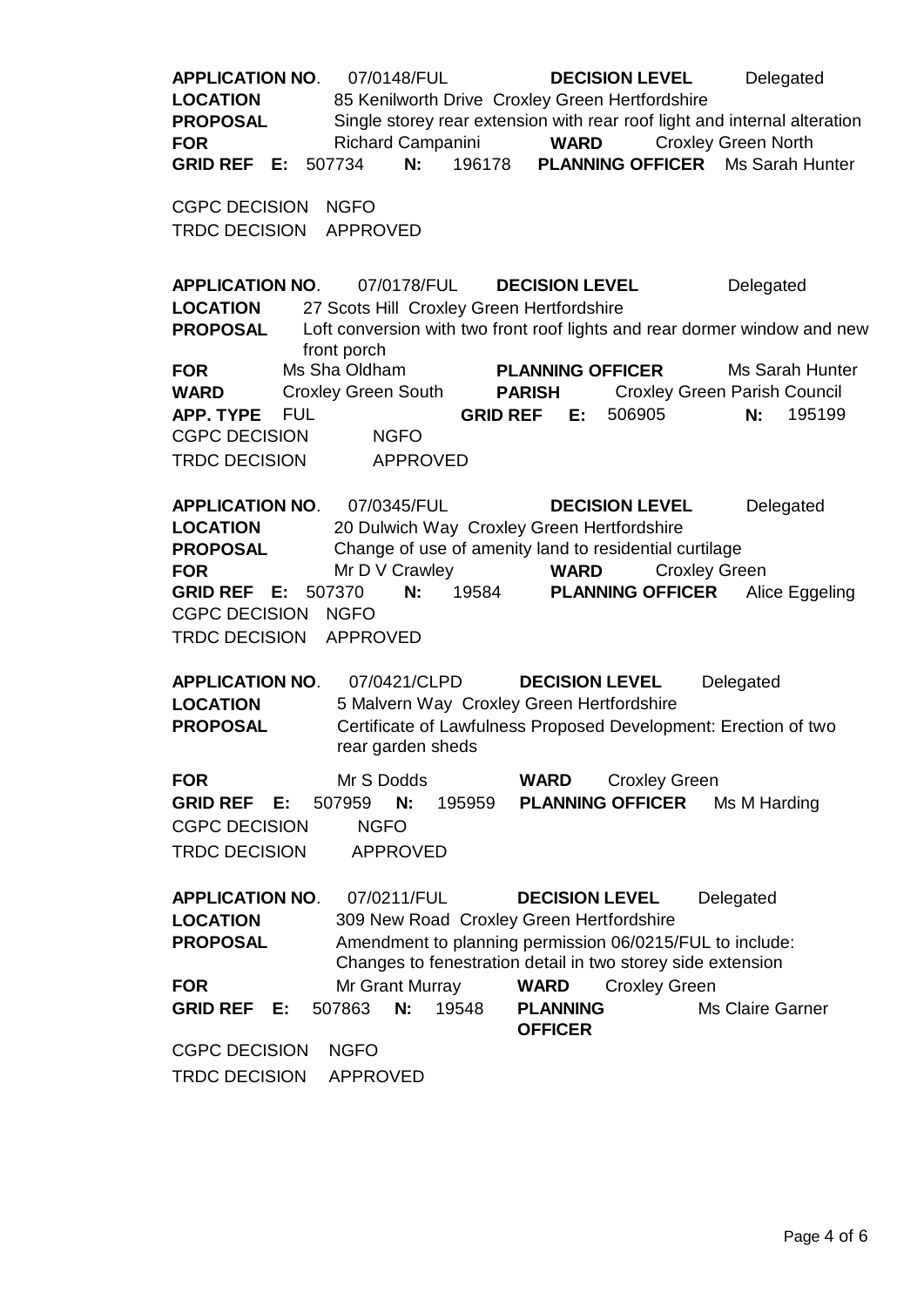**APPLICATION NO**. 07/0148/FUL **DECISION LEVEL** Delegated
**LOCATION** 85 Kenilworth Drive Croxley Green Hertfordshire
**PROPOSAL** Single storey rear extension with rear roof light and internal alteration
**FOR** Richard Campanini **WARD** Croxley Green North
**GRID REF E:** 507734 **N:** 196178 **PLANNING OFFICER** Ms Sarah Hunter

CGPC DECISION NGFO
TRDC DECISION APPROVED

**APPLICATION NO**. 07/0178/FUL **DECISION LEVEL** Delegated
**LOCATION** 27 Scots Hill Croxley Green Hertfordshire
**PROPOSAL** Loft conversion with two front roof lights and rear dormer window and new front porch
**FOR** Ms Sha Oldham **PLANNING OFFICER** Ms Sarah Hunter
**WARD** Croxley Green South **PARISH** Croxley Green Parish Council
**APP. TYPE** FUL **GRID REF E:** 506905 **N:** 195199
CGPC DECISION NGFO
TRDC DECISION APPROVED

**APPLICATION NO**. 07/0345/FUL **DECISION LEVEL** Delegated
**LOCATION** 20 Dulwich Way Croxley Green Hertfordshire
**PROPOSAL** Change of use of amenity land to residential curtilage
**FOR** Mr D V Crawley **WARD** Croxley Green
**GRID REF E:** 507370 **N:** 19584 **PLANNING OFFICER** Alice Eggeling
CGPC DECISION NGFO
TRDC DECISION APPROVED

**APPLICATION NO**. 07/0421/CLPD **DECISION LEVEL** Delegated
**LOCATION** 5 Malvern Way Croxley Green Hertfordshire
**PROPOSAL** Certificate of Lawfulness Proposed Development: Erection of two rear garden sheds
**FOR** Mr S Dodds **WARD** Croxley Green
**GRID REF E:** 507959 **N:** 195959 **PLANNING OFFICER** Ms M Harding
CGPC DECISION NGFO
TRDC DECISION APPROVED

**APPLICATION NO**. 07/0211/FUL **DECISION LEVEL** Delegated
**LOCATION** 309 New Road Croxley Green Hertfordshire
**PROPOSAL** Amendment to planning permission 06/0215/FUL to include: Changes to fenestration detail in two storey side extension
**FOR** Mr Grant Murray **WARD** Croxley Green
**GRID REF E:** 507863 **N:** 19548 **PLANNING OFFICER** Ms Claire Garner
CGPC DECISION NGFO
TRDC DECISION APPROVED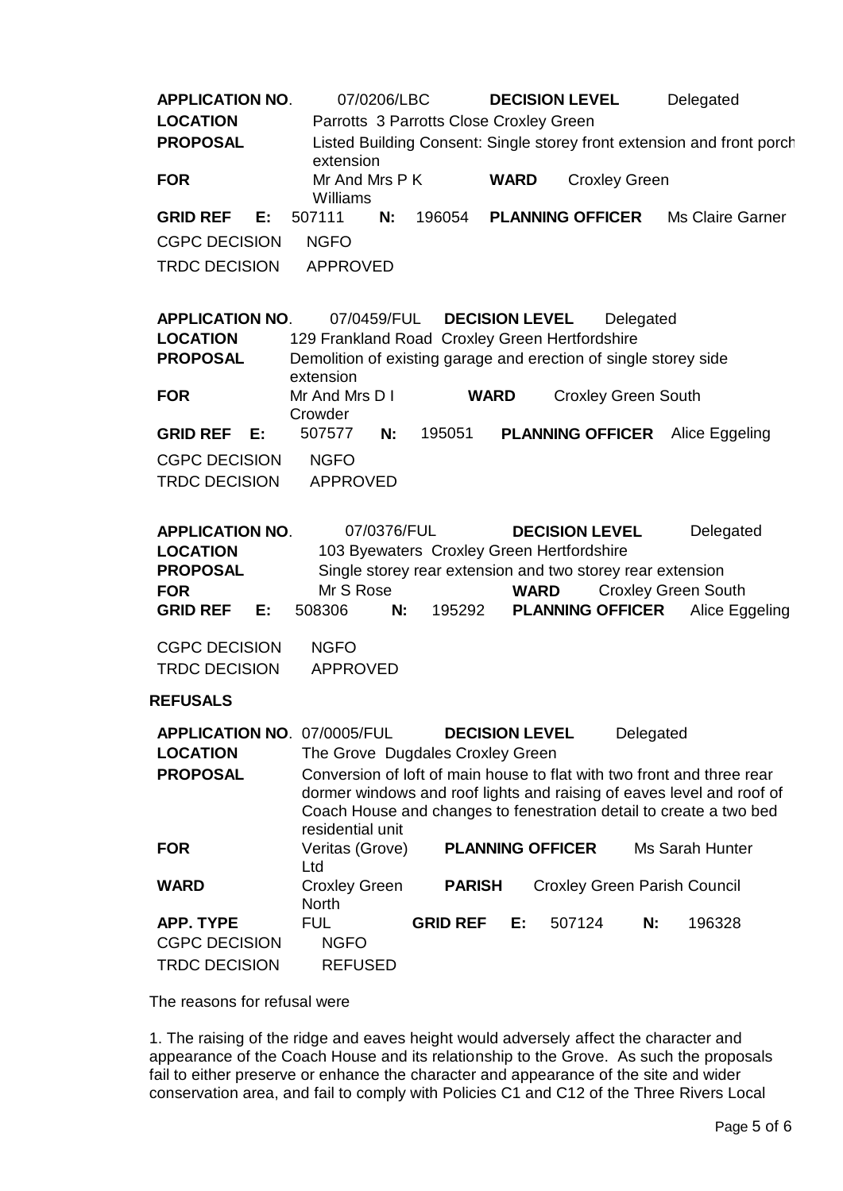| | | | |
|---|---|---|---|
| **APPLICATION NO**. | 07/0206/LBC | **DECISION LEVEL** | Delegated |
| **LOCATION** | Parrotts 3 Parrotts Close Croxley Green | | |
| **PROPOSAL** | Listed Building Consent: Single storey front extension and front porch extension | | |
| **FOR** | Mr And Mrs P K Williams | **WARD** | Croxley Green |
| **GRID REF E:** | 507111 **N:** 196054 | **PLANNING OFFICER** | Ms Claire Garner |
| CGPC DECISION | NGFO | | |
| TRDC DECISION | APPROVED | | |

| | | | |
|---|---|---|---|
| **APPLICATION NO**. | 07/0459/FUL | **DECISION LEVEL** | Delegated |
| **LOCATION** | 129 Frankland Road Croxley Green Hertfordshire | | |
| **PROPOSAL** | Demolition of existing garage and erection of single storey side extension | | |
| **FOR** | Mr And Mrs D I Crowder | **WARD** | Croxley Green South |
| **GRID REF E:** | 507577 **N:** 195051 | **PLANNING OFFICER** | Alice Eggeling |
| CGPC DECISION | NGFO | | |
| TRDC DECISION | APPROVED | | |

| | | | |
|---|---|---|---|
| **APPLICATION NO**. | 07/0376/FUL | **DECISION LEVEL** | Delegated |
| **LOCATION** | 103 Byewaters Croxley Green Hertfordshire | | |
| **PROPOSAL** | Single storey rear extension and two storey rear extension | | |
| **FOR** | Mr S Rose | **WARD** | Croxley Green South |
| **GRID REF E:** | 508306 **N:** 195292 | **PLANNING OFFICER** | Alice Eggeling |
| CGPC DECISION | NGFO | | |
| TRDC DECISION | APPROVED | | |

**REFUSALS**

| | | | |
|---|---|---|---|
| **APPLICATION NO**. | 07/0005/FUL | **DECISION LEVEL** | Delegated |
| **LOCATION** | The Grove Dugdales Croxley Green | | |
| **PROPOSAL** | Conversion of loft of main house to flat with two front and three rear dormer windows and roof lights and raising of eaves level and roof of Coach House and changes to fenestration detail to create a two bed residential unit | | |
| **FOR** | Veritas (Grove) Ltd | **PLANNING OFFICER** | Ms Sarah Hunter |
| **WARD** | Croxley Green North | **PARISH** | Croxley Green Parish Council |
| **APP. TYPE** | FUL | **GRID REF E:** 507124 | **N:** 196328 |
| CGPC DECISION | NGFO | | |
| TRDC DECISION | REFUSED | | |

The reasons for refusal were

1. The raising of the ridge and eaves height would adversely affect the character and appearance of the Coach House and its relationship to the Grove. As such the proposals fail to either preserve or enhance the character and appearance of the site and wider conservation area, and fail to comply with Policies C1 and C12 of the Three Rivers Local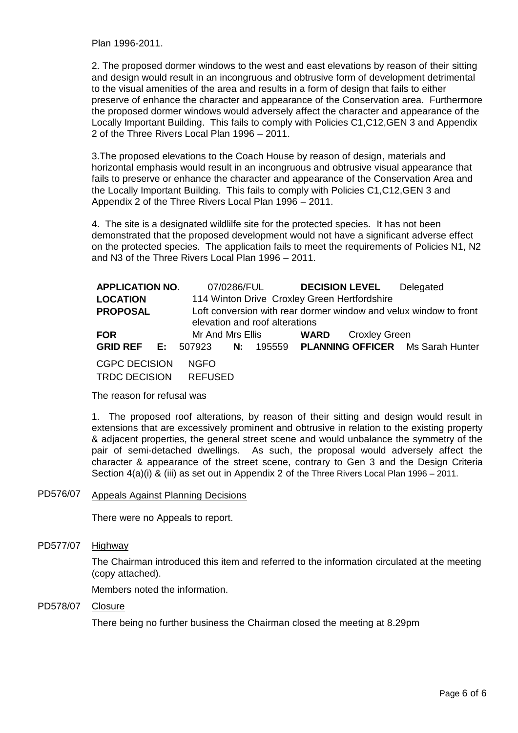Plan 1996-2011.

2. The proposed dormer windows to the west and east elevations by reason of their sitting and design would result in an incongruous and obtrusive form of development detrimental to the visual amenities of the area and results in a form of design that fails to either preserve of enhance the character and appearance of the Conservation area. Furthermore the proposed dormer windows would adversely affect the character and appearance of the Locally Important Building. This fails to comply with Policies C1,C12,GEN 3 and Appendix 2 of the Three Rivers Local Plan 1996 – 2011.

3.The proposed elevations to the Coach House by reason of design, materials and horizontal emphasis would result in an incongruous and obtrusive visual appearance that fails to preserve or enhance the character and appearance of the Conservation Area and the Locally Important Building. This fails to comply with Policies C1,C12,GEN 3 and Appendix 2 of the Three Rivers Local Plan 1996 – 2011.

4. The site is a designated wildlilfe site for the protected species. It has not been demonstrated that the proposed development would not have a significant adverse effect on the protected species. The application fails to meet the requirements of Policies N1, N2 and N3 of the Three Rivers Local Plan 1996 – 2011.

| | | | |
|---|---|---|---|
| **APPLICATION NO.** | 07/0286/FUL | **DECISION LEVEL** | Delegated |
| **LOCATION** | 114 Winton Drive Croxley Green Hertfordshire | | |
| **PROPOSAL** | Loft conversion with rear dormer window and velux window to front elevation and roof alterations | | |
| **FOR** | Mr And Mrs Ellis | **WARD** | Croxley Green |
| **GRID REF E:** | 507923 **N:** 195559 | **PLANNING OFFICER** | Ms Sarah Hunter |
| CGPC DECISION | NGFO | | |
| TRDC DECISION | REFUSED | | |

The reason for refusal was

1. The proposed roof alterations, by reason of their sitting and design would result in extensions that are excessively prominent and obtrusive in relation to the existing property & adjacent properties, the general street scene and would unbalance the symmetry of the pair of semi-detached dwellings. As such, the proposal would adversely affect the character & appearance of the street scene, contrary to Gen 3 and the Design Criteria Section 4(a)(i) & (iii) as set out in Appendix 2 of the Three Rivers Local Plan 1996 – 2011.

PD576/07 Appeals Against Planning Decisions

There were no Appeals to report.

PD577/07 Highway

The Chairman introduced this item and referred to the information circulated at the meeting (copy attached).

Members noted the information.

PD578/07 Closure

There being no further business the Chairman closed the meeting at 8.29pm